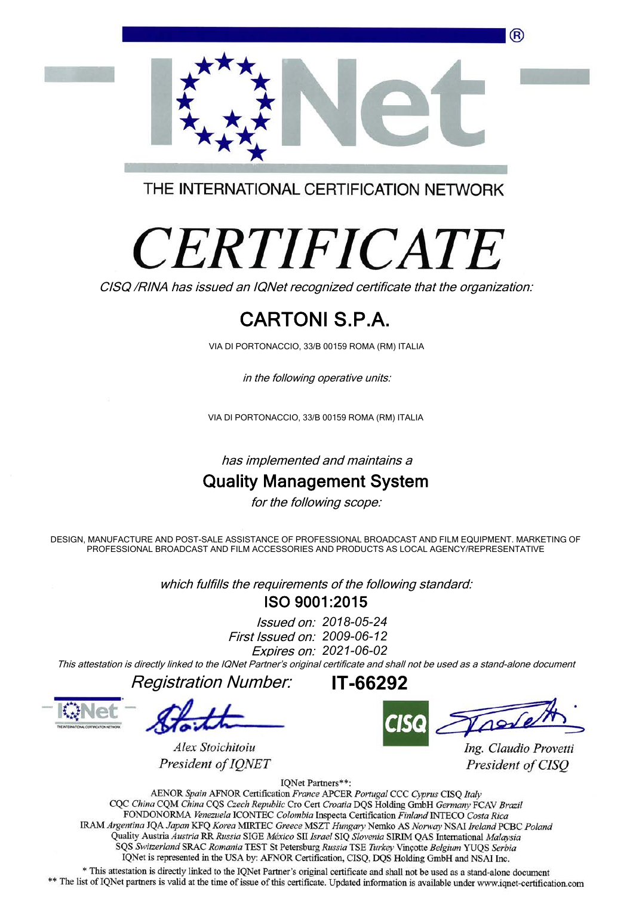THE INTERNATIONAL CERTIFICATION NETWORK

# CERTIFICATE

*CISQ /RINA has issued an IQNet recognized certificate that the organization:*

## CARTONI S.P.A.

VIA DI PORTONACCIO, 33/B 00159 ROMA (RM) ITALIA

*in the following operative units:*

VIA DI PORTONACCIO, 33/B 00159 ROMA (RM) ITALIA

*has implemented and maintains a*

## Quality Management System

*for the following scope:*

DESIGN, MANUFACTURE AND POST-SALE ASSISTANCE OF PROFESSIONAL BROADCAST AND FILM EQUIPMENT. MARKETING OF PROFESSIONAL BROADCAST AND FILM ACCESSORIES AND PRODUCTS AS LOCAL AGENCY/REPRESENTATIVE

*which fulfills the requirements of the following standard:*

**ISO 9001:2015**

*Issued on:* 2018-05-24
*First Issued on:* 2009-06-12
*Expires on:* 2021-06-02

*This attestation is directly linked to the IQNet Partner's original certificate and shall not be used as a stand-alone document*

*Registration Number:* **IT-66292**

*Alex Stoichitoiu*
*President of IQNET*

*Ing. Claudio Provetti*
*President of CISQ*

IQNet Partners**:
AENOR *Spain* AFNOR Certification *France* APCER *Portugal* CCC *Cyprus* CISQ *Italy*
CQC *China* CQM *China* CQS *Czech Republic* Cro Cert *Croatia* DQS Holding GmbH *Germany* FCAV *Brazil*
FONDONORMA *Venezuela* ICONTEC *Colombia* Inspecta Certification *Finland* INTECO *Costa Rica*
IRAM *Argentina* JQA *Japan* KFQ *Korea* MIRTEC *Greece* MSZT *Hungary* Nemko AS *Norway* NSAI *Ireland* PCBC *Poland*
Quality Austria *Austria* RR *Russia* SIGE *México* SII *Israel* SIQ *Slovenia* SIRIM QAS International *Malaysia*
SQS *Switzerland* SRAC *Romania* TEST St Petersburg *Russia* TSE *Turkey* Vinçotte *Belgium* YUQS *Serbia*
IQNet is represented in the USA by: AFNOR Certification, CISQ, DQS Holding GmbH and NSAI Inc.

\* This attestation is directly linked to the IQNet Partner's original certificate and shall not be used as a stand-alone document
** The list of IQNet partners is valid at the time of issue of this certificate. Updated information is available under www.iqnet-certification.com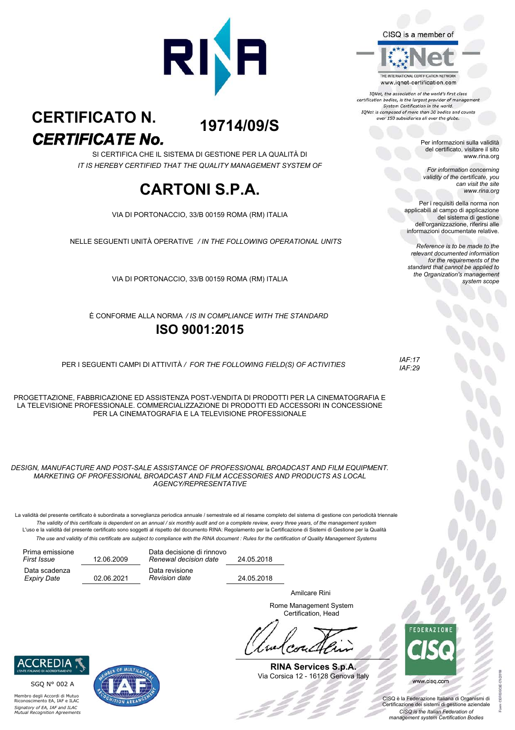RINA

CISQ is a member of

IQNet

THE INTERNATIONAL CERTIFICATION NETWORK
www.iqnet-certification.com

*IQNet, the association of the world's first class certification bodies, is the largest provider of management System Certification in the world. IQNet is composed of more than 30 bodies and counts over 150 subsidiaries all over the globe.*

# CERTIFICATO N.
# *CERTIFICATE No.* 19714/09/S

Per informazioni sulla validità del certificato, visitare il sito www.rina.org

*For information concerning validity of the certificate, you can visit the site www.rina.org*

Per i requisiti della norma non applicabili al campo di applicazione del sistema di gestione dell'organizzazione, riferirsi alle informazioni documentate relative.

*Reference is to be made to the relevant documented information for the requirements of the standard that cannot be applied to the Organization's management system scope*

SI CERTIFICA CHE IL SISTEMA DI GESTIONE PER LA QUALITÀ DI
*IT IS HEREBY CERTIFIED THAT THE QUALITY MANAGEMENT SYSTEM OF*

## CARTONI S.P.A.

VIA DI PORTONACCIO, 33/B 00159 ROMA (RM) ITALIA

NELLE SEGUENTI UNITÀ OPERATIVE */ IN THE FOLLOWING OPERATIONAL UNITS*

VIA DI PORTONACCIO, 33/B 00159 ROMA (RM) ITALIA

È CONFORME ALLA NORMA */ IS IN COMPLIANCE WITH THE STANDARD*

## ISO 9001:2015

PER I SEGUENTI CAMPI DI ATTIVITÀ */ FOR THE FOLLOWING FIELD(S) OF ACTIVITIES*

*IAF:17*
*IAF:29*

PROGETTAZIONE, FABBRICAZIONE ED ASSISTENZA POST-VENDITA DI PRODOTTI PER LA CINEMATOGRAFIA E LA TELEVISIONE PROFESSIONALE. COMMERCIALIZZAZIONE DI PRODOTTI ED ACCESSORI IN CONCESSIONE PER LA CINEMATOGRAFIA E LA TELEVISIONE PROFESSIONALE

*DESIGN, MANUFACTURE AND POST-SALE ASSISTANCE OF PROFESSIONAL BROADCAST AND FILM EQUIPMENT. MARKETING OF PROFESSIONAL BROADCAST AND FILM ACCESSORIES AND PRODUCTS AS LOCAL AGENCY/REPRESENTATIVE*

La validità del presente certificato è subordinata a sorveglianza periodica annuale / semestrale ed al riesame completo del sistema di gestione con periodicità triennale
*The validity of this certificate is dependent on an annual / six monthly audit and on a complete review, every three years, of the management system*
L'uso e la validità del presente certificato sono soggetti al rispetto del documento RINA: Regolamento per la Certificazione di Sistemi di Gestione per la Qualità
*The use and validity of this certificate are subject to compliance with the RINA document : Rules for the certification of Quality Management Systems*

| | | | |
|---|---|---|---|
| Prima emissione *First Issue* | 12.06.2009 | Data decisione di rinnovo *Renewal decision date* | 24.05.2018 |
| Data scadenza *Expiry Date* | 02.06.2021 | Data revisione *Revision date* | 24.05.2018 |

Amilcare Rini

Rome Management System Certification, Head

**RINA Services S.p.A.**
Via Corsica 12 - 16128 Genova Italy

ACCREDIA
L'ENTE ITALIANO DI ACCREDITAMENTO
SGQ N° 002 A

Membro degli Accordi di Mutuo Riconoscimento EA, IAF e ILAC
*Signatory of EA, IAF and ILAC Mutual Recognition Agreements*

IAF — MEMBER OF MULTILATERAL RECOGNITION ARRANGEMENT

FEDERAZIONE CISQ
www.cisq.com

CISQ è la Federazione Italiana di Organismi di Certificazione dei sistemi di gestione aziendale
*CISQ is the Italian Federation of management system Certification Bodies*